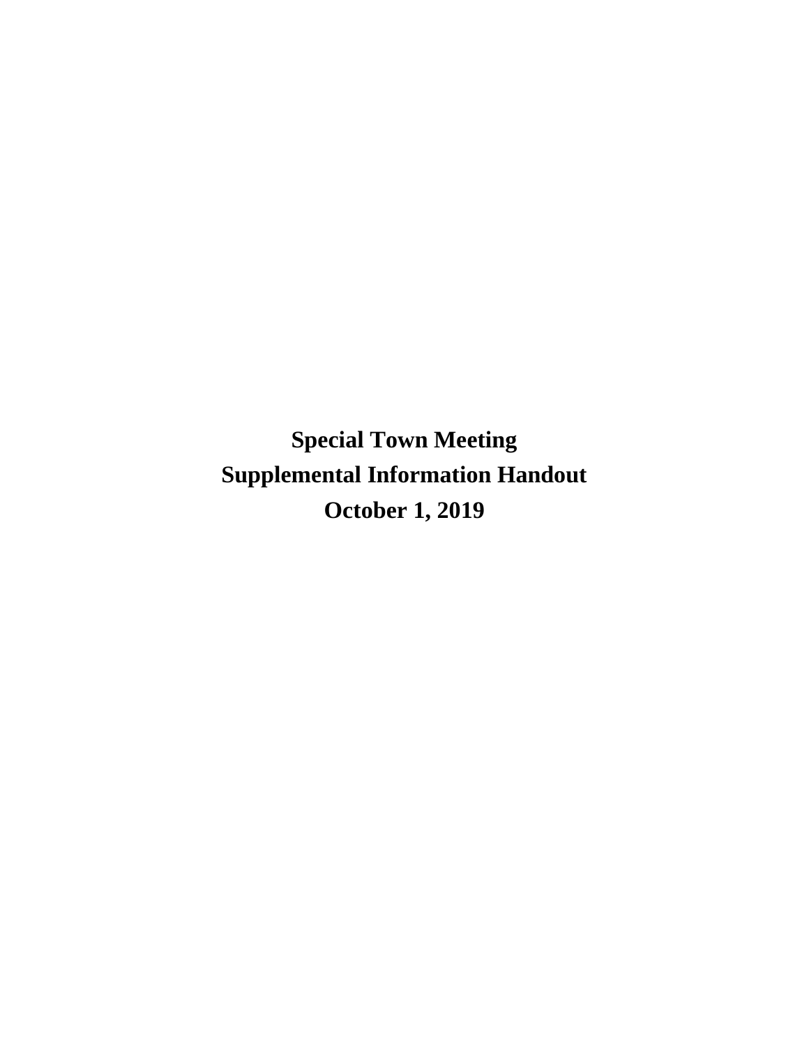# Special Town Meeting

# Supplemental Information Handout

# October 1, 2019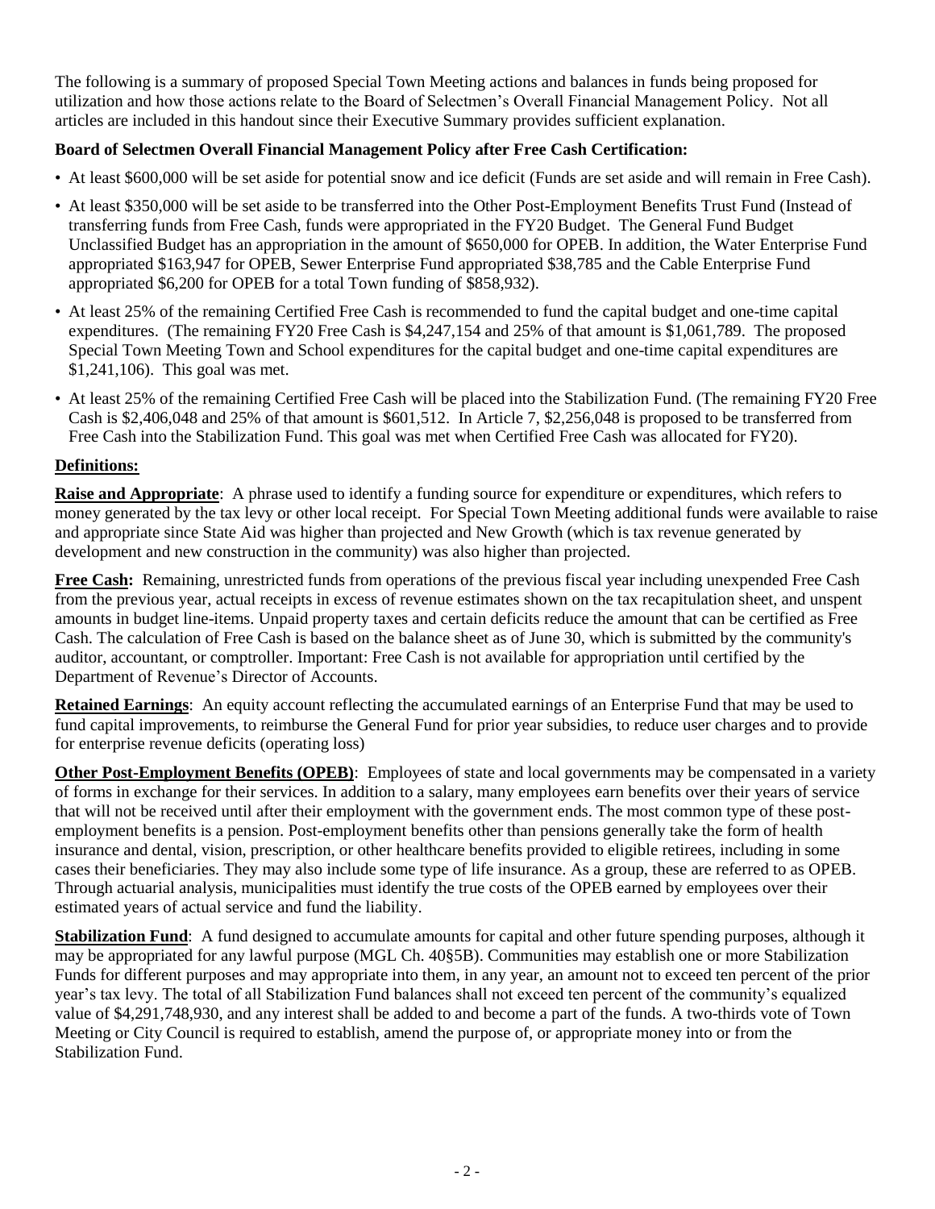The following is a summary of proposed Special Town Meeting actions and balances in funds being proposed for utilization and how those actions relate to the Board of Selectmen's Overall Financial Management Policy. Not all articles are included in this handout since their Executive Summary provides sufficient explanation.

**Board of Selectmen Overall Financial Management Policy after Free Cash Certification:**

- At least $600,000 will be set aside for potential snow and ice deficit (Funds are set aside and will remain in Free Cash).
- At least $350,000 will be set aside to be transferred into the Other Post-Employment Benefits Trust Fund (Instead of transferring funds from Free Cash, funds were appropriated in the FY20 Budget. The General Fund Budget Unclassified Budget has an appropriation in the amount of $650,000 for OPEB. In addition, the Water Enterprise Fund appropriated $163,947 for OPEB, Sewer Enterprise Fund appropriated $38,785 and the Cable Enterprise Fund appropriated $6,200 for OPEB for a total Town funding of $858,932).
- At least 25% of the remaining Certified Free Cash is recommended to fund the capital budget and one-time capital expenditures. (The remaining FY20 Free Cash is $4,247,154 and 25% of that amount is $1,061,789. The proposed Special Town Meeting Town and School expenditures for the capital budget and one-time capital expenditures are $1,241,106). This goal was met.
- At least 25% of the remaining Certified Free Cash will be placed into the Stabilization Fund. (The remaining FY20 Free Cash is $2,406,048 and 25% of that amount is $601,512. In Article 7, $2,256,048 is proposed to be transferred from Free Cash into the Stabilization Fund. This goal was met when Certified Free Cash was allocated for FY20).

## Definitions:

**Raise and Appropriate**: A phrase used to identify a funding source for expenditure or expenditures, which refers to money generated by the tax levy or other local receipt. For Special Town Meeting additional funds were available to raise and appropriate since State Aid was higher than projected and New Growth (which is tax revenue generated by development and new construction in the community) was also higher than projected.

**Free Cash:** Remaining, unrestricted funds from operations of the previous fiscal year including unexpended Free Cash from the previous year, actual receipts in excess of revenue estimates shown on the tax recapitulation sheet, and unspent amounts in budget line-items. Unpaid property taxes and certain deficits reduce the amount that can be certified as Free Cash. The calculation of Free Cash is based on the balance sheet as of June 30, which is submitted by the community's auditor, accountant, or comptroller. Important: Free Cash is not available for appropriation until certified by the Department of Revenue's Director of Accounts.

**Retained Earnings**: An equity account reflecting the accumulated earnings of an Enterprise Fund that may be used to fund capital improvements, to reimburse the General Fund for prior year subsidies, to reduce user charges and to provide for enterprise revenue deficits (operating loss)

**Other Post-Employment Benefits (OPEB)**: Employees of state and local governments may be compensated in a variety of forms in exchange for their services. In addition to a salary, many employees earn benefits over their years of service that will not be received until after their employment with the government ends. The most common type of these post-employment benefits is a pension. Post-employment benefits other than pensions generally take the form of health insurance and dental, vision, prescription, or other healthcare benefits provided to eligible retirees, including in some cases their beneficiaries. They may also include some type of life insurance. As a group, these are referred to as OPEB. Through actuarial analysis, municipalities must identify the true costs of the OPEB earned by employees over their estimated years of actual service and fund the liability.

**Stabilization Fund**: A fund designed to accumulate amounts for capital and other future spending purposes, although it may be appropriated for any lawful purpose (MGL Ch. 40§5B). Communities may establish one or more Stabilization Funds for different purposes and may appropriate into them, in any year, an amount not to exceed ten percent of the prior year's tax levy. The total of all Stabilization Fund balances shall not exceed ten percent of the community's equalized value of $4,291,748,930, and any interest shall be added to and become a part of the funds. A two-thirds vote of Town Meeting or City Council is required to establish, amend the purpose of, or appropriate money into or from the Stabilization Fund.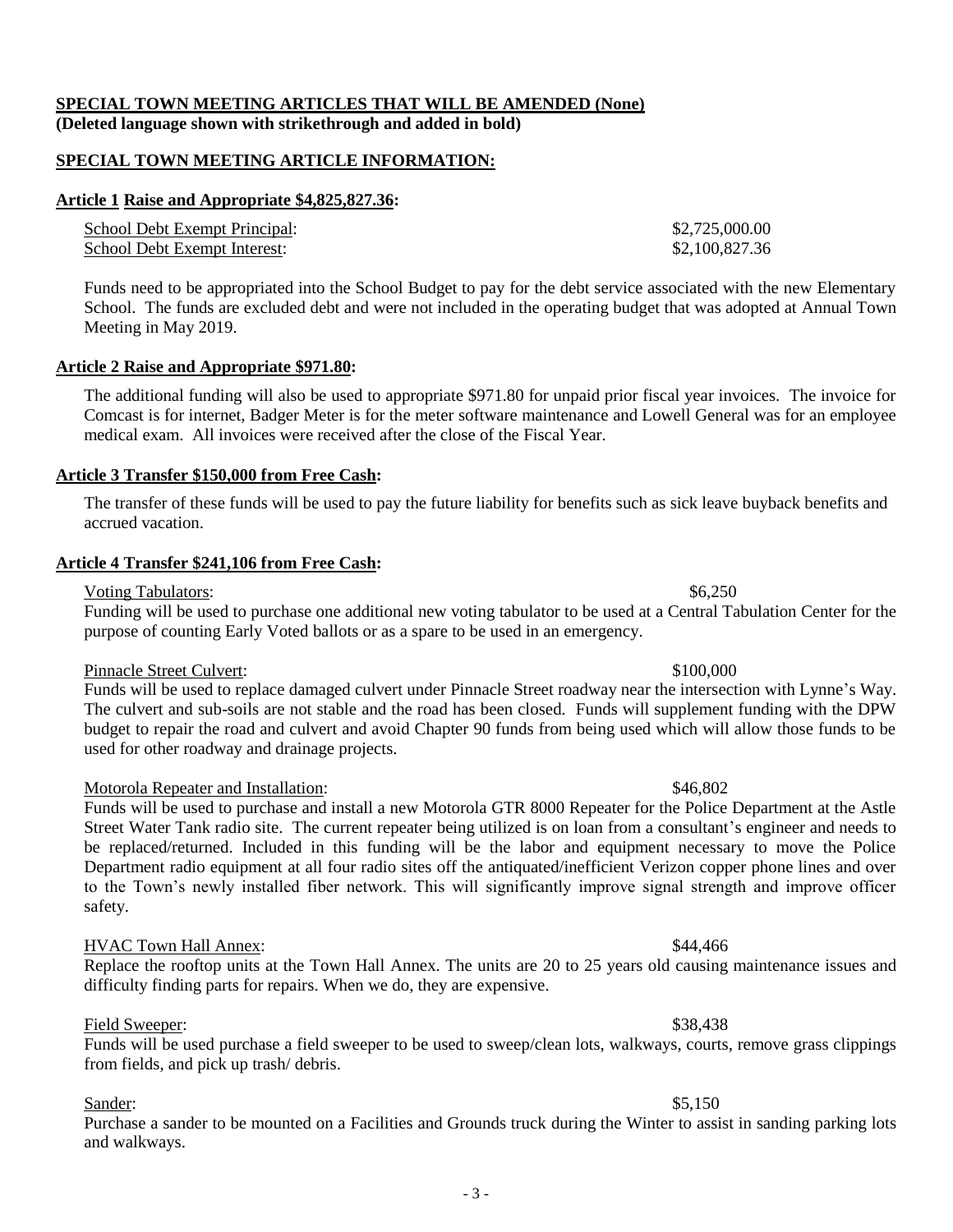**SPECIAL TOWN MEETING ARTICLES THAT WILL BE AMENDED (None)**
**(Deleted language shown with strikethrough and added in bold)**

**SPECIAL TOWN MEETING ARTICLE INFORMATION:**

**Article 1 Raise and Appropriate $4,825,827.36:**

School Debt Exempt Principal: $2,725,000.00
School Debt Exempt Interest: $2,100,827.36

Funds need to be appropriated into the School Budget to pay for the debt service associated with the new Elementary School. The funds are excluded debt and were not included in the operating budget that was adopted at Annual Town Meeting in May 2019.

**Article 2 Raise and Appropriate $971.80:**

The additional funding will also be used to appropriate $971.80 for unpaid prior fiscal year invoices. The invoice for Comcast is for internet, Badger Meter is for the meter software maintenance and Lowell General was for an employee medical exam. All invoices were received after the close of the Fiscal Year.

**Article 3 Transfer $150,000 from Free Cash:**

The transfer of these funds will be used to pay the future liability for benefits such as sick leave buyback benefits and accrued vacation.

**Article 4 Transfer $241,106 from Free Cash:**

Voting Tabulators: $6,250
Funding will be used to purchase one additional new voting tabulator to be used at a Central Tabulation Center for the purpose of counting Early Voted ballots or as a spare to be used in an emergency.

Pinnacle Street Culvert: $100,000
Funds will be used to replace damaged culvert under Pinnacle Street roadway near the intersection with Lynne's Way. The culvert and sub-soils are not stable and the road has been closed. Funds will supplement funding with the DPW budget to repair the road and culvert and avoid Chapter 90 funds from being used which will allow those funds to be used for other roadway and drainage projects.

Motorola Repeater and Installation: $46,802
Funds will be used to purchase and install a new Motorola GTR 8000 Repeater for the Police Department at the Astle Street Water Tank radio site. The current repeater being utilized is on loan from a consultant's engineer and needs to be replaced/returned. Included in this funding will be the labor and equipment necessary to move the Police Department radio equipment at all four radio sites off the antiquated/inefficient Verizon copper phone lines and over to the Town's newly installed fiber network. This will significantly improve signal strength and improve officer safety.

HVAC Town Hall Annex: $44,466
Replace the rooftop units at the Town Hall Annex. The units are 20 to 25 years old causing maintenance issues and difficulty finding parts for repairs. When we do, they are expensive.

Field Sweeper: $38,438
Funds will be used purchase a field sweeper to be used to sweep/clean lots, walkways, courts, remove grass clippings from fields, and pick up trash/ debris.

Sander: $5,150
Purchase a sander to be mounted on a Facilities and Grounds truck during the Winter to assist in sanding parking lots and walkways.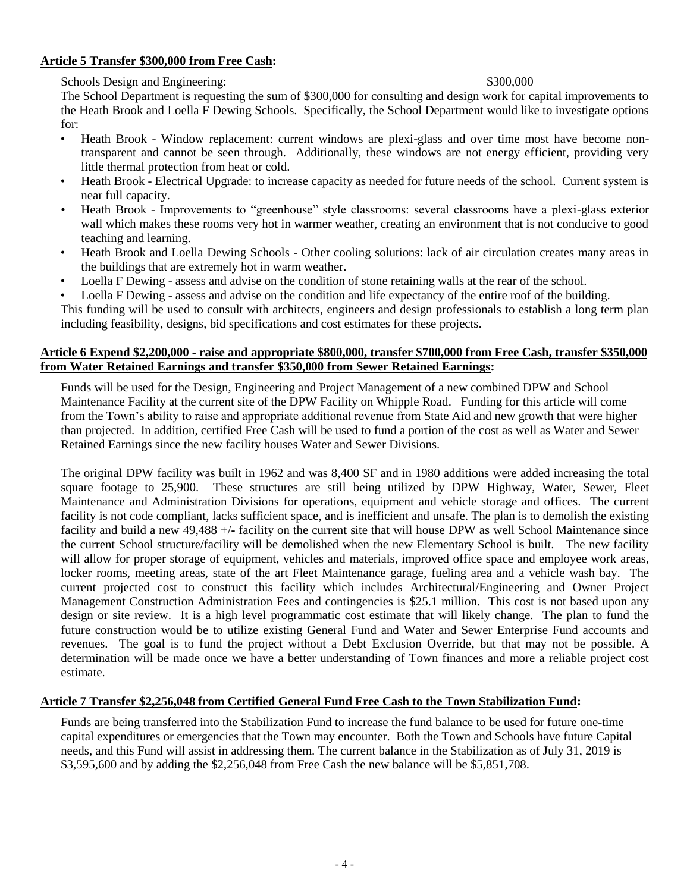**Article 5 Transfer $300,000 from Free Cash:**

Schools Design and Engineering: $300,000

The School Department is requesting the sum of $300,000 for consulting and design work for capital improvements to the Heath Brook and Loella F Dewing Schools. Specifically, the School Department would like to investigate options for:

- Heath Brook - Window replacement: current windows are plexi-glass and over time most have become non-transparent and cannot be seen through. Additionally, these windows are not energy efficient, providing very little thermal protection from heat or cold.
- Heath Brook - Electrical Upgrade: to increase capacity as needed for future needs of the school. Current system is near full capacity.
- Heath Brook - Improvements to "greenhouse" style classrooms: several classrooms have a plexi-glass exterior wall which makes these rooms very hot in warmer weather, creating an environment that is not conducive to good teaching and learning.
- Heath Brook and Loella Dewing Schools - Other cooling solutions: lack of air circulation creates many areas in the buildings that are extremely hot in warm weather.
- Loella F Dewing - assess and advise on the condition of stone retaining walls at the rear of the school.
- Loella F Dewing - assess and advise on the condition and life expectancy of the entire roof of the building.

This funding will be used to consult with architects, engineers and design professionals to establish a long term plan including feasibility, designs, bid specifications and cost estimates for these projects.

**Article 6 Expend $2,200,000 - raise and appropriate $800,000, transfer $700,000 from Free Cash, transfer $350,000 from Water Retained Earnings and transfer $350,000 from Sewer Retained Earnings:**

Funds will be used for the Design, Engineering and Project Management of a new combined DPW and School Maintenance Facility at the current site of the DPW Facility on Whipple Road. Funding for this article will come from the Town's ability to raise and appropriate additional revenue from State Aid and new growth that were higher than projected. In addition, certified Free Cash will be used to fund a portion of the cost as well as Water and Sewer Retained Earnings since the new facility houses Water and Sewer Divisions.

The original DPW facility was built in 1962 and was 8,400 SF and in 1980 additions were added increasing the total square footage to 25,900. These structures are still being utilized by DPW Highway, Water, Sewer, Fleet Maintenance and Administration Divisions for operations, equipment and vehicle storage and offices. The current facility is not code compliant, lacks sufficient space, and is inefficient and unsafe. The plan is to demolish the existing facility and build a new 49,488 +/- facility on the current site that will house DPW as well School Maintenance since the current School structure/facility will be demolished when the new Elementary School is built. The new facility will allow for proper storage of equipment, vehicles and materials, improved office space and employee work areas, locker rooms, meeting areas, state of the art Fleet Maintenance garage, fueling area and a vehicle wash bay. The current projected cost to construct this facility which includes Architectural/Engineering and Owner Project Management Construction Administration Fees and contingencies is $25.1 million. This cost is not based upon any design or site review. It is a high level programmatic cost estimate that will likely change. The plan to fund the future construction would be to utilize existing General Fund and Water and Sewer Enterprise Fund accounts and revenues. The goal is to fund the project without a Debt Exclusion Override, but that may not be possible. A determination will be made once we have a better understanding of Town finances and more a reliable project cost estimate.

**Article 7 Transfer $2,256,048 from Certified General Fund Free Cash to the Town Stabilization Fund:**

Funds are being transferred into the Stabilization Fund to increase the fund balance to be used for future one-time capital expenditures or emergencies that the Town may encounter. Both the Town and Schools have future Capital needs, and this Fund will assist in addressing them. The current balance in the Stabilization as of July 31, 2019 is $3,595,600 and by adding the $2,256,048 from Free Cash the new balance will be $5,851,708.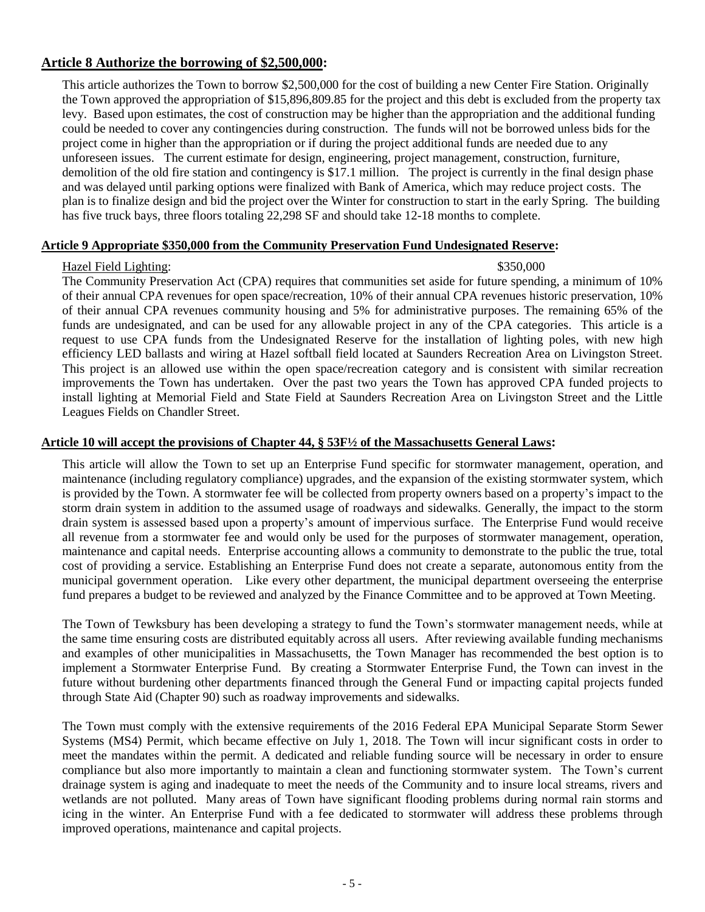## Article 8 Authorize the borrowing of $2,500,000:

This article authorizes the Town to borrow $2,500,000 for the cost of building a new Center Fire Station. Originally the Town approved the appropriation of $15,896,809.85 for the project and this debt is excluded from the property tax levy. Based upon estimates, the cost of construction may be higher than the appropriation and the additional funding could be needed to cover any contingencies during construction. The funds will not be borrowed unless bids for the project come in higher than the appropriation or if during the project additional funds are needed due to any unforeseen issues. The current estimate for design, engineering, project management, construction, furniture, demolition of the old fire station and contingency is $17.1 million. The project is currently in the final design phase and was delayed until parking options were finalized with Bank of America, which may reduce project costs. The plan is to finalize design and bid the project over the Winter for construction to start in the early Spring. The building has five truck bays, three floors totaling 22,298 SF and should take 12-18 months to complete.

### Article 9 Appropriate $350,000 from the Community Preservation Fund Undesignated Reserve:

Hazel Field Lighting: $350,000

The Community Preservation Act (CPA) requires that communities set aside for future spending, a minimum of 10% of their annual CPA revenues for open space/recreation, 10% of their annual CPA revenues historic preservation, 10% of their annual CPA revenues community housing and 5% for administrative purposes. The remaining 65% of the funds are undesignated, and can be used for any allowable project in any of the CPA categories. This article is a request to use CPA funds from the Undesignated Reserve for the installation of lighting poles, with new high efficiency LED ballasts and wiring at Hazel softball field located at Saunders Recreation Area on Livingston Street. This project is an allowed use within the open space/recreation category and is consistent with similar recreation improvements the Town has undertaken. Over the past two years the Town has approved CPA funded projects to install lighting at Memorial Field and State Field at Saunders Recreation Area on Livingston Street and the Little Leagues Fields on Chandler Street.

### Article 10 will accept the provisions of Chapter 44, § 53F½ of the Massachusetts General Laws:

This article will allow the Town to set up an Enterprise Fund specific for stormwater management, operation, and maintenance (including regulatory compliance) upgrades, and the expansion of the existing stormwater system, which is provided by the Town. A stormwater fee will be collected from property owners based on a property's impact to the storm drain system in addition to the assumed usage of roadways and sidewalks. Generally, the impact to the storm drain system is assessed based upon a property's amount of impervious surface. The Enterprise Fund would receive all revenue from a stormwater fee and would only be used for the purposes of stormwater management, operation, maintenance and capital needs. Enterprise accounting allows a community to demonstrate to the public the true, total cost of providing a service. Establishing an Enterprise Fund does not create a separate, autonomous entity from the municipal government operation. Like every other department, the municipal department overseeing the enterprise fund prepares a budget to be reviewed and analyzed by the Finance Committee and to be approved at Town Meeting.

The Town of Tewksbury has been developing a strategy to fund the Town's stormwater management needs, while at the same time ensuring costs are distributed equitably across all users. After reviewing available funding mechanisms and examples of other municipalities in Massachusetts, the Town Manager has recommended the best option is to implement a Stormwater Enterprise Fund. By creating a Stormwater Enterprise Fund, the Town can invest in the future without burdening other departments financed through the General Fund or impacting capital projects funded through State Aid (Chapter 90) such as roadway improvements and sidewalks.

The Town must comply with the extensive requirements of the 2016 Federal EPA Municipal Separate Storm Sewer Systems (MS4) Permit, which became effective on July 1, 2018. The Town will incur significant costs in order to meet the mandates within the permit. A dedicated and reliable funding source will be necessary in order to ensure compliance but also more importantly to maintain a clean and functioning stormwater system. The Town's current drainage system is aging and inadequate to meet the needs of the Community and to insure local streams, rivers and wetlands are not polluted. Many areas of Town have significant flooding problems during normal rain storms and icing in the winter. An Enterprise Fund with a fee dedicated to stormwater will address these problems through improved operations, maintenance and capital projects.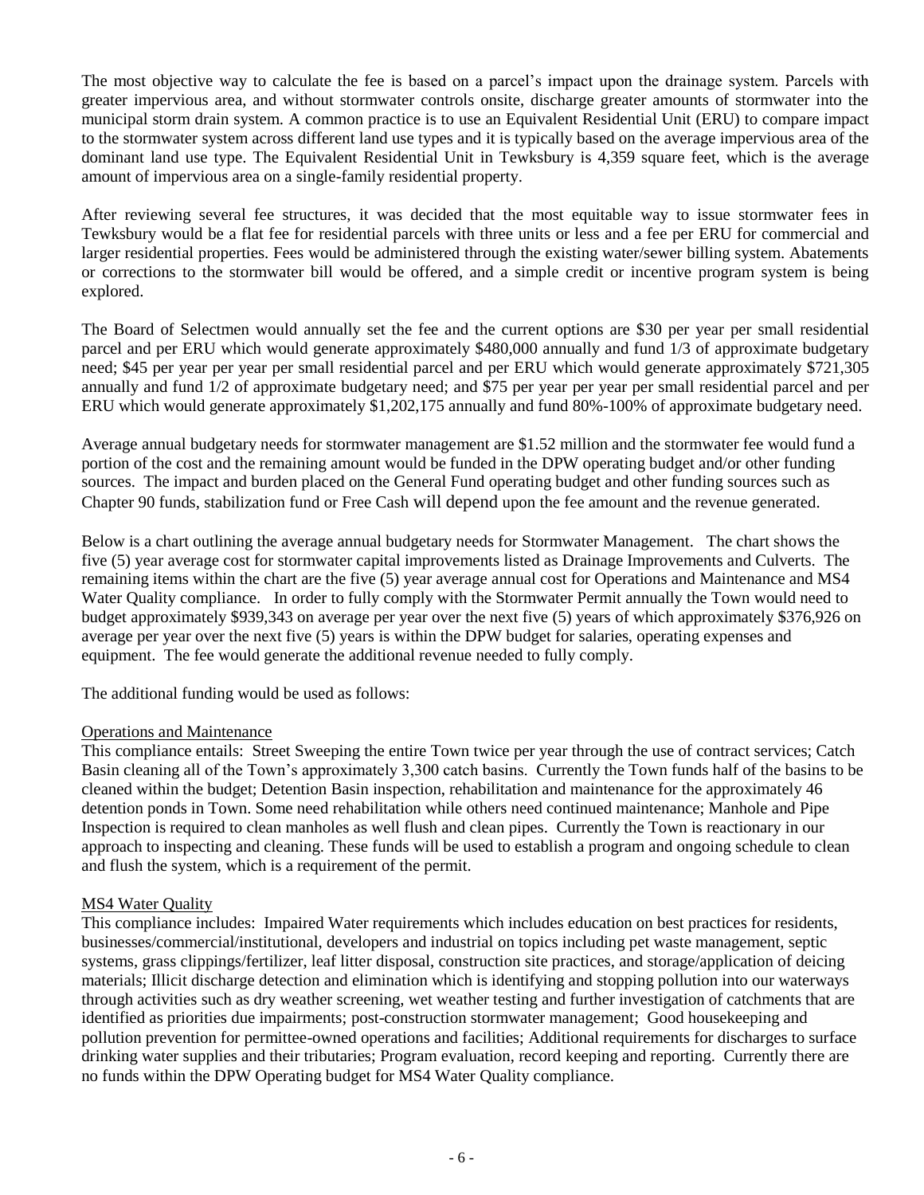The most objective way to calculate the fee is based on a parcel's impact upon the drainage system. Parcels with greater impervious area, and without stormwater controls onsite, discharge greater amounts of stormwater into the municipal storm drain system. A common practice is to use an Equivalent Residential Unit (ERU) to compare impact to the stormwater system across different land use types and it is typically based on the average impervious area of the dominant land use type. The Equivalent Residential Unit in Tewksbury is 4,359 square feet, which is the average amount of impervious area on a single-family residential property.

After reviewing several fee structures, it was decided that the most equitable way to issue stormwater fees in Tewksbury would be a flat fee for residential parcels with three units or less and a fee per ERU for commercial and larger residential properties. Fees would be administered through the existing water/sewer billing system. Abatements or corrections to the stormwater bill would be offered, and a simple credit or incentive program system is being explored.

The Board of Selectmen would annually set the fee and the current options are $30 per year per small residential parcel and per ERU which would generate approximately $480,000 annually and fund 1/3 of approximate budgetary need; $45 per year per year per small residential parcel and per ERU which would generate approximately $721,305 annually and fund 1/2 of approximate budgetary need; and $75 per year per year per small residential parcel and per ERU which would generate approximately $1,202,175 annually and fund 80%-100% of approximate budgetary need.

Average annual budgetary needs for stormwater management are $1.52 million and the stormwater fee would fund a portion of the cost and the remaining amount would be funded in the DPW operating budget and/or other funding sources. The impact and burden placed on the General Fund operating budget and other funding sources such as Chapter 90 funds, stabilization fund or Free Cash will depend upon the fee amount and the revenue generated.

Below is a chart outlining the average annual budgetary needs for Stormwater Management. The chart shows the five (5) year average cost for stormwater capital improvements listed as Drainage Improvements and Culverts. The remaining items within the chart are the five (5) year average annual cost for Operations and Maintenance and MS4 Water Quality compliance. In order to fully comply with the Stormwater Permit annually the Town would need to budget approximately $939,343 on average per year over the next five (5) years of which approximately $376,926 on average per year over the next five (5) years is within the DPW budget for salaries, operating expenses and equipment. The fee would generate the additional revenue needed to fully comply.

The additional funding would be used as follows:

Operations and Maintenance

This compliance entails: Street Sweeping the entire Town twice per year through the use of contract services; Catch Basin cleaning all of the Town's approximately 3,300 catch basins. Currently the Town funds half of the basins to be cleaned within the budget; Detention Basin inspection, rehabilitation and maintenance for the approximately 46 detention ponds in Town. Some need rehabilitation while others need continued maintenance; Manhole and Pipe Inspection is required to clean manholes as well flush and clean pipes. Currently the Town is reactionary in our approach to inspecting and cleaning. These funds will be used to establish a program and ongoing schedule to clean and flush the system, which is a requirement of the permit.

MS4 Water Quality

This compliance includes: Impaired Water requirements which includes education on best practices for residents, businesses/commercial/institutional, developers and industrial on topics including pet waste management, septic systems, grass clippings/fertilizer, leaf litter disposal, construction site practices, and storage/application of deicing materials; Illicit discharge detection and elimination which is identifying and stopping pollution into our waterways through activities such as dry weather screening, wet weather testing and further investigation of catchments that are identified as priorities due impairments; post-construction stormwater management; Good housekeeping and pollution prevention for permittee-owned operations and facilities; Additional requirements for discharges to surface drinking water supplies and their tributaries; Program evaluation, record keeping and reporting. Currently there are no funds within the DPW Operating budget for MS4 Water Quality compliance.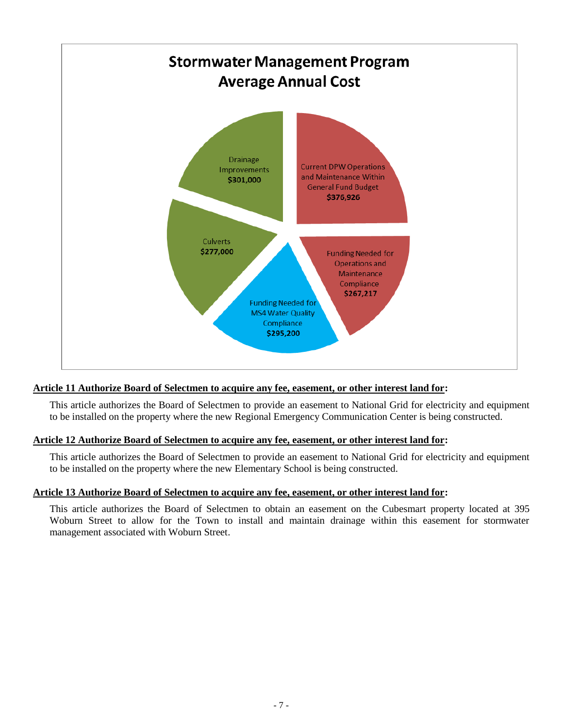**Stormwater Management Program**
**Average Annual Cost**

- Current DPW Operations and Maintenance Within General Fund Budget: **$376,926**
- Funding Needed for Operations and Maintenance Compliance: **$267,217**
- Funding Needed for MS4 Water Quality Compliance: **$295,200**
- Culverts: **$277,000**
- Drainage Improvements: **$301,000**

**<u>Article 11 Authorize Board of Selectmen to acquire any fee, easement, or other interest land for</u>:**

This article authorizes the Board of Selectmen to provide an easement to National Grid for electricity and equipment to be installed on the property where the new Regional Emergency Communication Center is being constructed.

**<u>Article 12 Authorize Board of Selectmen to acquire any fee, easement, or other interest land for</u>:**

This article authorizes the Board of Selectmen to provide an easement to National Grid for electricity and equipment to be installed on the property where the new Elementary School is being constructed.

**<u>Article 13 Authorize Board of Selectmen to acquire any fee, easement, or other interest land for</u>:**

This article authorizes the Board of Selectmen to obtain an easement on the Cubesmart property located at 395 Woburn Street to allow for the Town to install and maintain drainage within this easement for stormwater management associated with Woburn Street.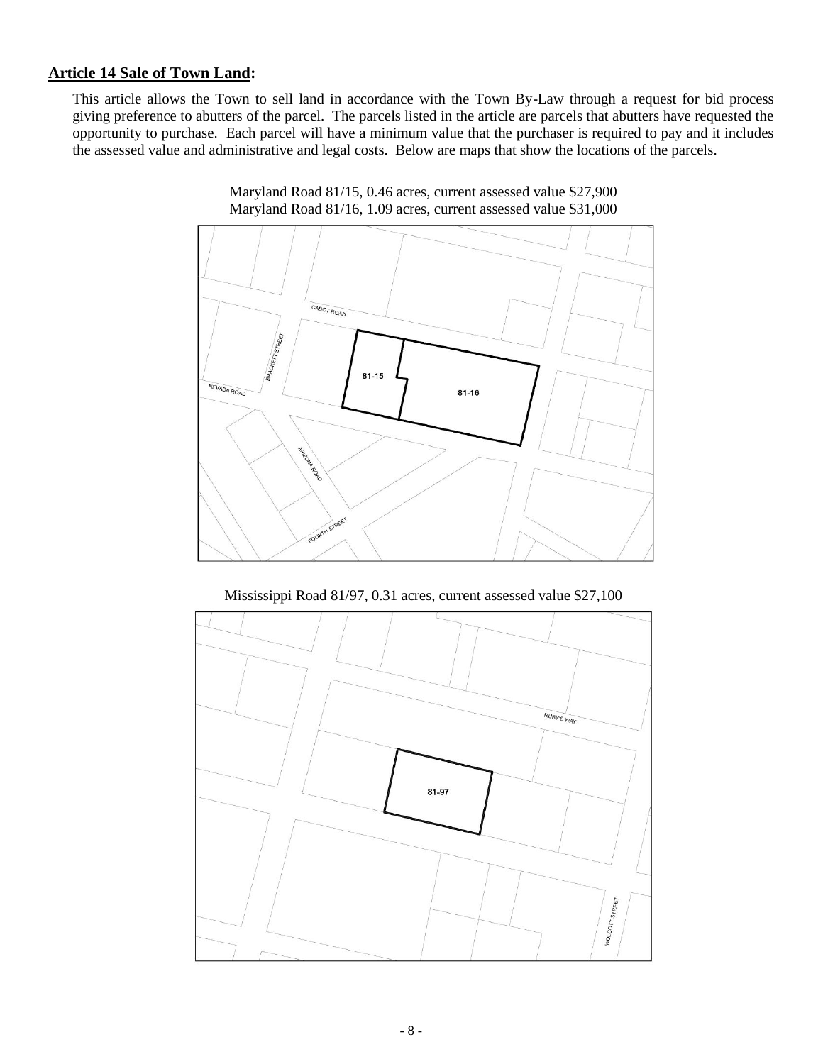## **Article 14 Sale of Town Land:**

This article allows the Town to sell land in accordance with the Town By-Law through a request for bid process giving preference to abutters of the parcel. The parcels listed in the article are parcels that abutters have requested the opportunity to purchase. Each parcel will have a minimum value that the purchaser is required to pay and it includes the assessed value and administrative and legal costs. Below are maps that show the locations of the parcels.

Maryland Road 81/15, 0.46 acres, current assessed value $27,900
Maryland Road 81/16, 1.09 acres, current assessed value $31,000

Mississippi Road 81/97, 0.31 acres, current assessed value $27,100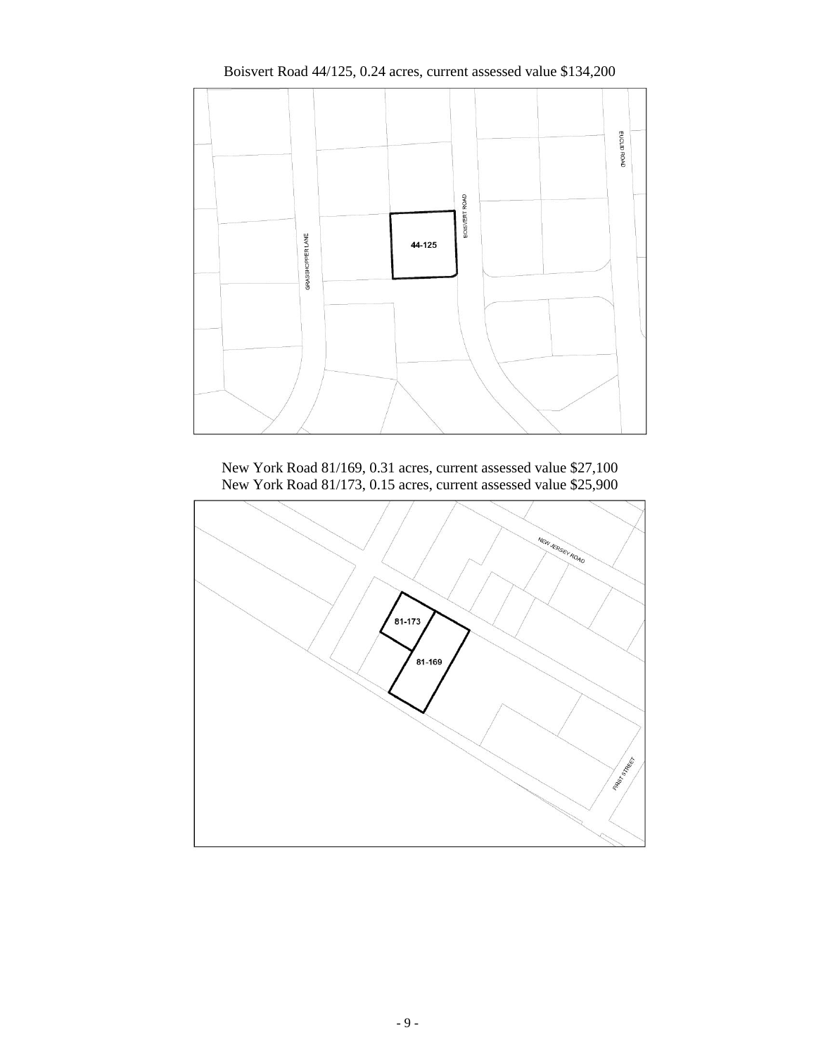Boisvert Road 44/125, 0.24 acres, current assessed value $134,200

New York Road 81/169, 0.31 acres, current assessed value $27,100
New York Road 81/173, 0.15 acres, current assessed value $25,900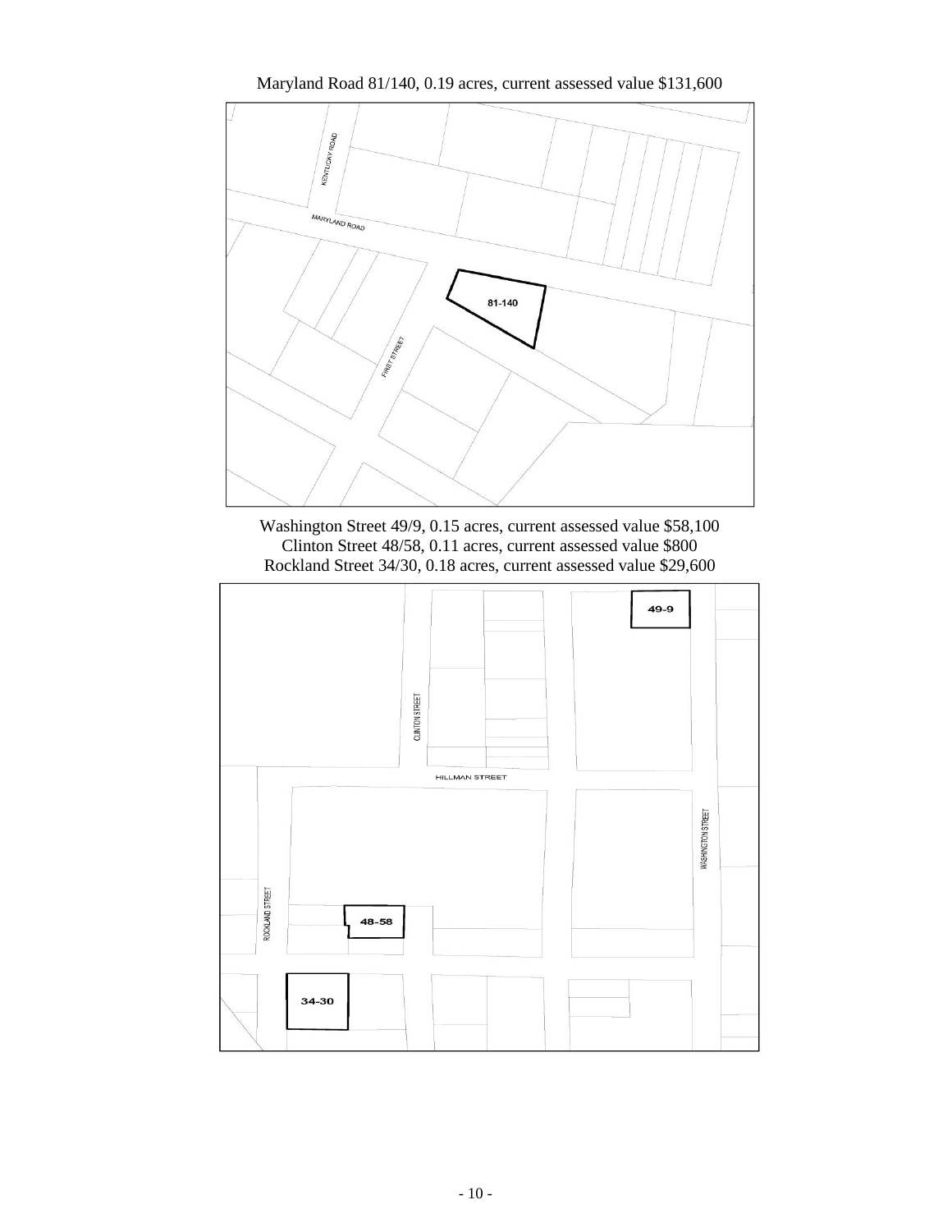Maryland Road 81/140, 0.19 acres, current assessed value $131,600

Washington Street 49/9, 0.15 acres, current assessed value $58,100
Clinton Street 48/58, 0.11 acres, current assessed value $800
Rockland Street 34/30, 0.18 acres, current assessed value $29,600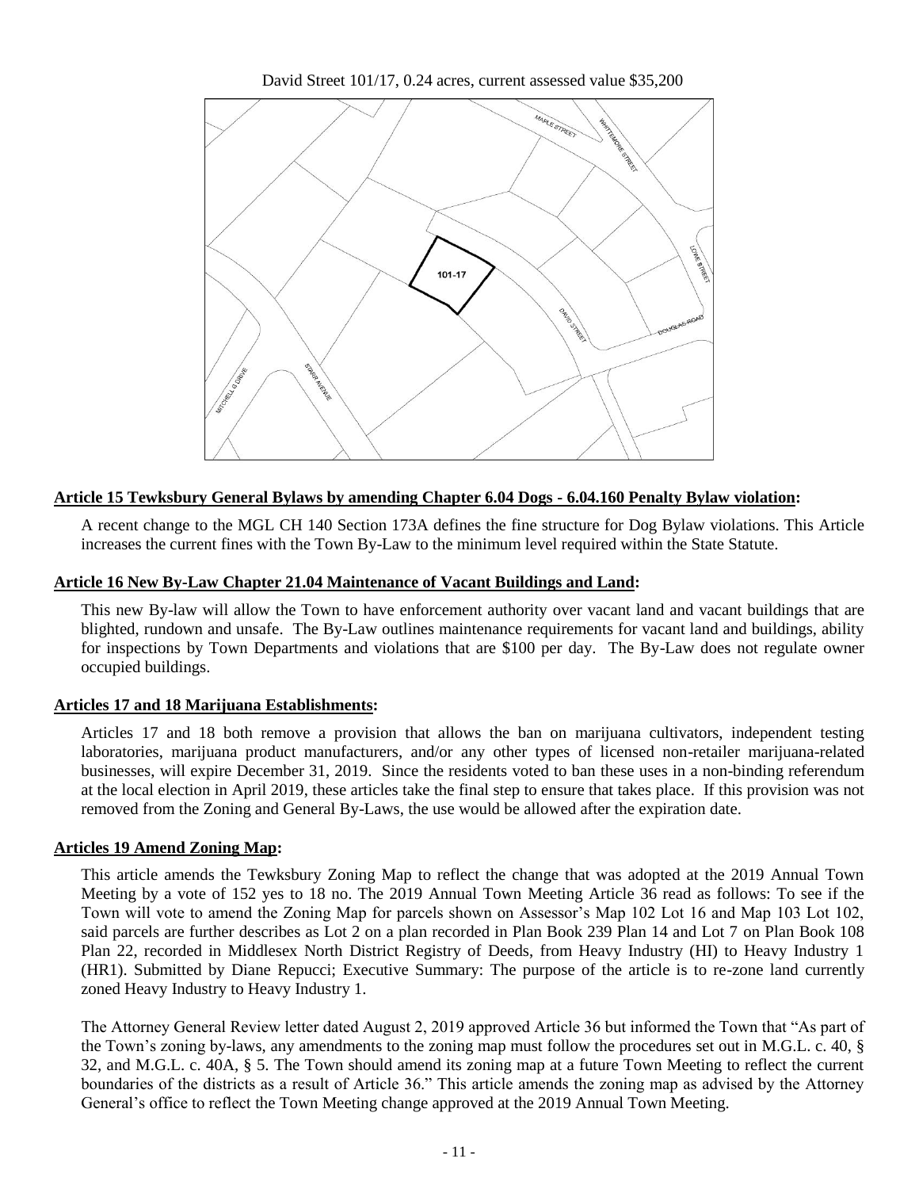David Street 101/17, 0.24 acres, current assessed value $35,200

**Article 15 Tewksbury General Bylaws by amending Chapter 6.04 Dogs - 6.04.160 Penalty Bylaw violation:**

A recent change to the MGL CH 140 Section 173A defines the fine structure for Dog Bylaw violations. This Article increases the current fines with the Town By-Law to the minimum level required within the State Statute.

**Article 16 New By-Law Chapter 21.04 Maintenance of Vacant Buildings and Land:**

This new By-law will allow the Town to have enforcement authority over vacant land and vacant buildings that are blighted, rundown and unsafe. The By-Law outlines maintenance requirements for vacant land and buildings, ability for inspections by Town Departments and violations that are $100 per day. The By-Law does not regulate owner occupied buildings.

**Articles 17 and 18 Marijuana Establishments:**

Articles 17 and 18 both remove a provision that allows the ban on marijuana cultivators, independent testing laboratories, marijuana product manufacturers, and/or any other types of licensed non-retailer marijuana-related businesses, will expire December 31, 2019. Since the residents voted to ban these uses in a non-binding referendum at the local election in April 2019, these articles take the final step to ensure that takes place. If this provision was not removed from the Zoning and General By-Laws, the use would be allowed after the expiration date.

**Articles 19 Amend Zoning Map:**

This article amends the Tewksbury Zoning Map to reflect the change that was adopted at the 2019 Annual Town Meeting by a vote of 152 yes to 18 no. The 2019 Annual Town Meeting Article 36 read as follows: To see if the Town will vote to amend the Zoning Map for parcels shown on Assessor's Map 102 Lot 16 and Map 103 Lot 102, said parcels are further describes as Lot 2 on a plan recorded in Plan Book 239 Plan 14 and Lot 7 on Plan Book 108 Plan 22, recorded in Middlesex North District Registry of Deeds, from Heavy Industry (HI) to Heavy Industry 1 (HR1). Submitted by Diane Repucci; Executive Summary: The purpose of the article is to re-zone land currently zoned Heavy Industry to Heavy Industry 1.

The Attorney General Review letter dated August 2, 2019 approved Article 36 but informed the Town that "As part of the Town's zoning by-laws, any amendments to the zoning map must follow the procedures set out in M.G.L. c. 40, § 32, and M.G.L. c. 40A, § 5. The Town should amend its zoning map at a future Town Meeting to reflect the current boundaries of the districts as a result of Article 36." This article amends the zoning map as advised by the Attorney General's office to reflect the Town Meeting change approved at the 2019 Annual Town Meeting.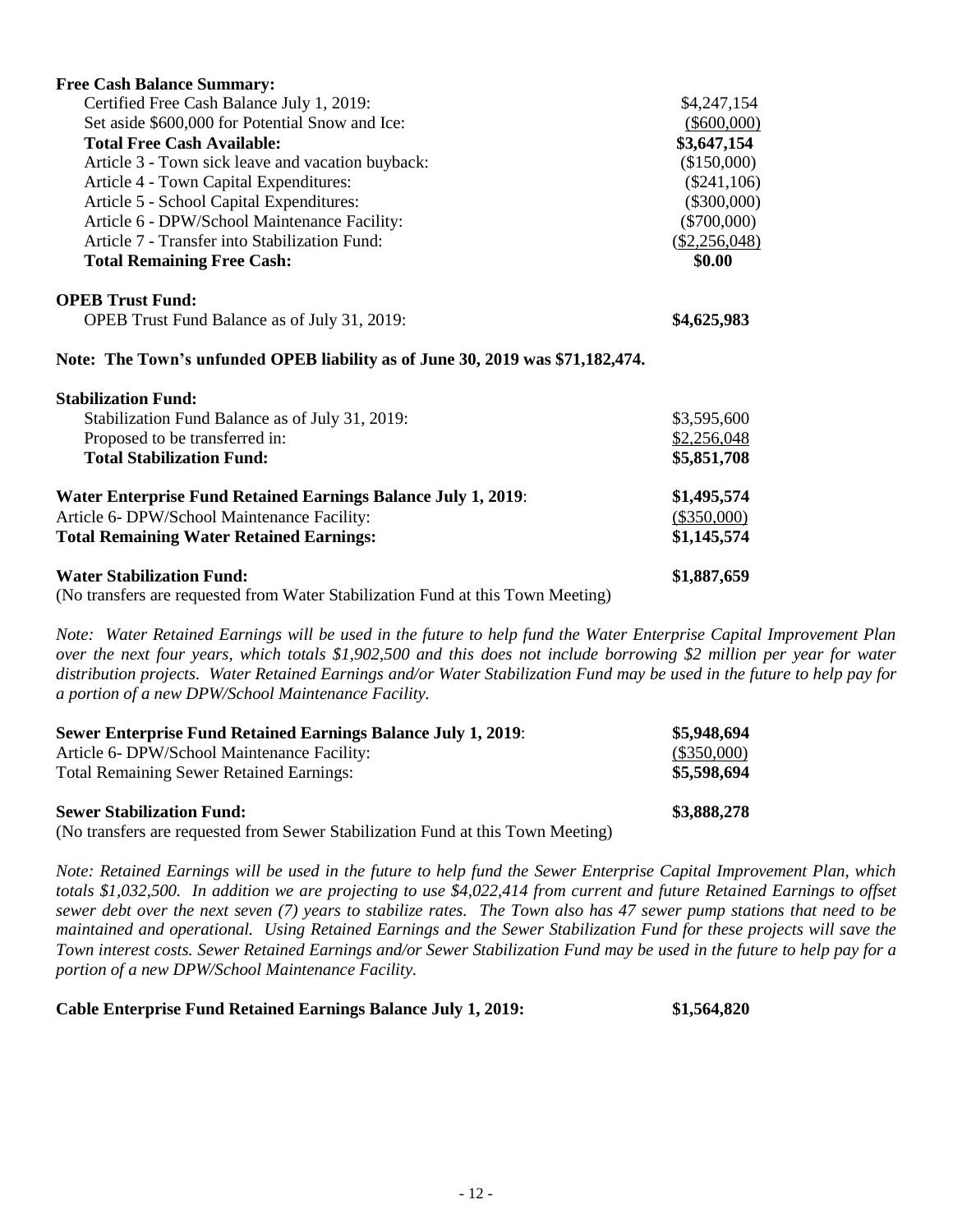**Free Cash Balance Summary:**

| | |
|---|---|
| Certified Free Cash Balance July 1, 2019: | $4,247,154 |
| Set aside $600,000 for Potential Snow and Ice: | ($600,000) |
| **Total Free Cash Available:** | **$3,647,154** |
| Article 3 - Town sick leave and vacation buyback: | ($150,000) |
| Article 4 - Town Capital Expenditures: | ($241,106) |
| Article 5 - School Capital Expenditures: | ($300,000) |
| Article 6 - DPW/School Maintenance Facility: | ($700,000) |
| Article 7 - Transfer into Stabilization Fund: | ($2,256,048) |
| **Total Remaining Free Cash:** | **$0.00** |

**OPEB Trust Fund:**

| | |
|---|---|
| OPEB Trust Fund Balance as of July 31, 2019: | **$4,625,983** |

**Note: The Town's unfunded OPEB liability as of June 30, 2019 was $71,182,474.**

**Stabilization Fund:**

| | |
|---|---|
| Stabilization Fund Balance as of July 31, 2019: | $3,595,600 |
| Proposed to be transferred in: | $2,256,048 |
| **Total Stabilization Fund:** | **$5,851,708** |

| | |
|---|---|
| **Water Enterprise Fund Retained Earnings Balance July 1, 2019:** | **$1,495,574** |
| Article 6- DPW/School Maintenance Facility: | ($350,000) |
| **Total Remaining Water Retained Earnings:** | **$1,145,574** |

| | |
|---|---|
| **Water Stabilization Fund:** | **$1,887,659** |

(No transfers are requested from Water Stabilization Fund at this Town Meeting)

*Note: Water Retained Earnings will be used in the future to help fund the Water Enterprise Capital Improvement Plan over the next four years, which totals $1,902,500 and this does not include borrowing $2 million per year for water distribution projects. Water Retained Earnings and/or Water Stabilization Fund may be used in the future to help pay for a portion of a new DPW/School Maintenance Facility.*

| | |
|---|---|
| **Sewer Enterprise Fund Retained Earnings Balance July 1, 2019:** | **$5,948,694** |
| Article 6- DPW/School Maintenance Facility: | ($350,000) |
| Total Remaining Sewer Retained Earnings: | **$5,598,694** |

| | |
|---|---|
| **Sewer Stabilization Fund:** | **$3,888,278** |

(No transfers are requested from Sewer Stabilization Fund at this Town Meeting)

*Note: Retained Earnings will be used in the future to help fund the Sewer Enterprise Capital Improvement Plan, which totals $1,032,500. In addition we are projecting to use $4,022,414 from current and future Retained Earnings to offset sewer debt over the next seven (7) years to stabilize rates. The Town also has 47 sewer pump stations that need to be maintained and operational. Using Retained Earnings and the Sewer Stabilization Fund for these projects will save the Town interest costs. Sewer Retained Earnings and/or Sewer Stabilization Fund may be used in the future to help pay for a portion of a new DPW/School Maintenance Facility.*

| | |
|---|---|
| **Cable Enterprise Fund Retained Earnings Balance July 1, 2019:** | **$1,564,820** |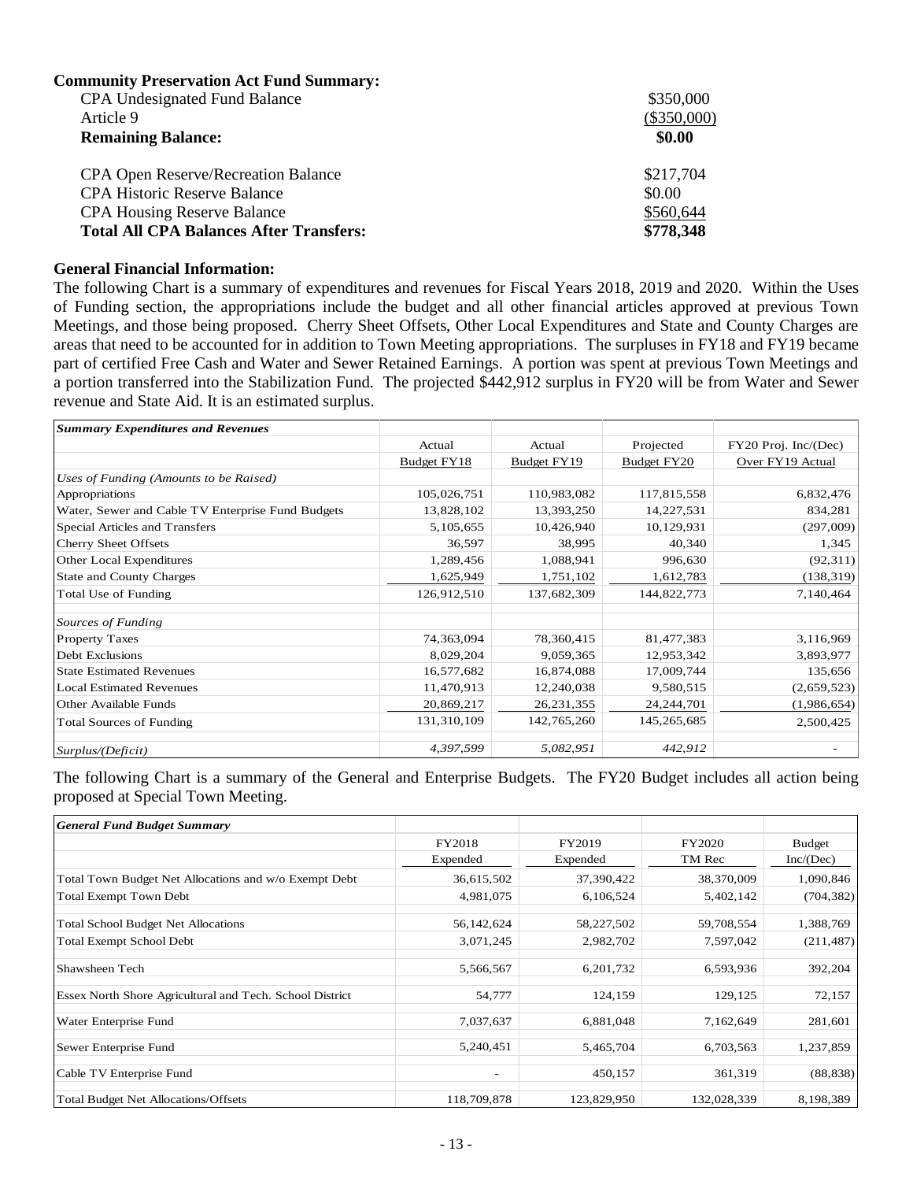**Community Preservation Act Fund Summary:**

| | |
|---|---|
| CPA Undesignated Fund Balance | $350,000 |
| Article 9 | ($350,000) |
| **Remaining Balance:** | **$0.00** |
| | |
| CPA Open Reserve/Recreation Balance | $217,704 |
| CPA Historic Reserve Balance | $0.00 |
| CPA Housing Reserve Balance | $560,644 |
| **Total All CPA Balances After Transfers:** | **$778,348** |

**General Financial Information:**

The following Chart is a summary of expenditures and revenues for Fiscal Years 2018, 2019 and 2020. Within the Uses of Funding section, the appropriations include the budget and all other financial articles approved at previous Town Meetings, and those being proposed. Cherry Sheet Offsets, Other Local Expenditures and State and County Charges are areas that need to be accounted for in addition to Town Meeting appropriations. The surpluses in FY18 and FY19 became part of certified Free Cash and Water and Sewer Retained Earnings. A portion was spent at previous Town Meetings and a portion transferred into the Stabilization Fund. The projected $442,912 surplus in FY20 will be from Water and Sewer revenue and State Aid. It is an estimated surplus.

| *Summary Expenditures and Revenues* | Actual<br>Budget FY18 | Actual<br>Budget FY19 | Projected<br>Budget FY20 | FY20 Proj. Inc/(Dec)<br>Over FY19 Actual |
|---|---|---|---|---|
| *Uses of Funding (Amounts to be Raised)* | | | | |
| Appropriations | 105,026,751 | 110,983,082 | 117,815,558 | 6,832,476 |
| Water, Sewer and Cable TV Enterprise Fund Budgets | 13,828,102 | 13,393,250 | 14,227,531 | 834,281 |
| Special Articles and Transfers | 5,105,655 | 10,426,940 | 10,129,931 | (297,009) |
| Cherry Sheet Offsets | 36,597 | 38,995 | 40,340 | 1,345 |
| Other Local Expenditures | 1,289,456 | 1,088,941 | 996,630 | (92,311) |
| State and County Charges | 1,625,949 | 1,751,102 | 1,612,783 | (138,319) |
| Total Use of Funding | 126,912,510 | 137,682,309 | 144,822,773 | 7,140,464 |
| | | | | |
| *Sources of Funding* | | | | |
| Property Taxes | 74,363,094 | 78,360,415 | 81,477,383 | 3,116,969 |
| Debt Exclusions | 8,029,204 | 9,059,365 | 12,953,342 | 3,893,977 |
| State Estimated Revenues | 16,577,682 | 16,874,088 | 17,009,744 | 135,656 |
| Local Estimated Revenues | 11,470,913 | 12,240,038 | 9,580,515 | (2,659,523) |
| Other Available Funds | 20,869,217 | 26,231,355 | 24,244,701 | (1,986,654) |
| Total Sources of Funding | 131,310,109 | 142,765,260 | 145,265,685 | 2,500,425 |
| | | | | |
| *Surplus/(Deficit)* | *4,397,599* | *5,082,951* | *442,912* | - |

The following Chart is a summary of the General and Enterprise Budgets. The FY20 Budget includes all action being proposed at Special Town Meeting.

| *General Fund Budget Summary* | FY2018<br>Expended | FY2019<br>Expended | FY2020<br>TM Rec | Budget<br>Inc/(Dec) |
|---|---|---|---|---|
| Total Town Budget Net Allocations and w/o Exempt Debt | 36,615,502 | 37,390,422 | 38,370,009 | 1,090,846 |
| Total Exempt Town Debt | 4,981,075 | 6,106,524 | 5,402,142 | (704,382) |
| Total School Budget Net Allocations | 56,142,624 | 58,227,502 | 59,708,554 | 1,388,769 |
| Total Exempt School Debt | 3,071,245 | 2,982,702 | 7,597,042 | (211,487) |
| Shawsheen Tech | 5,566,567 | 6,201,732 | 6,593,936 | 392,204 |
| Essex North Shore Agricultural and Tech. School District | 54,777 | 124,159 | 129,125 | 72,157 |
| Water Enterprise Fund | 7,037,637 | 6,881,048 | 7,162,649 | 281,601 |
| Sewer Enterprise Fund | 5,240,451 | 5,465,704 | 6,703,563 | 1,237,859 |
| Cable TV Enterprise Fund | - | 450,157 | 361,319 | (88,838) |
| Total Budget Net Allocations/Offsets | 118,709,878 | 123,829,950 | 132,028,339 | 8,198,389 |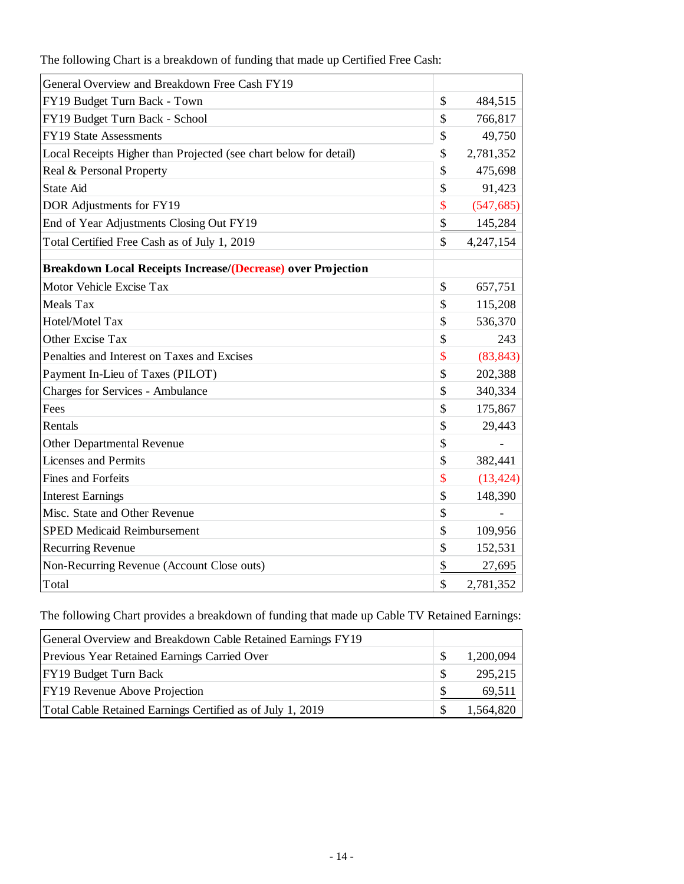The following Chart is a breakdown of funding that made up Certified Free Cash:

| General Overview and Breakdown Free Cash FY19 | |
|---|---|
| FY19 Budget Turn Back - Town | $ 484,515 |
| FY19 Budget Turn Back - School | $ 766,817 |
| FY19 State Assessments | $ 49,750 |
| Local Receipts Higher than Projected (see chart below for detail) | $ 2,781,352 |
| Real & Personal Property | $ 475,698 |
| State Aid | $ 91,423 |
| DOR Adjustments for FY19 | $ (547,685) |
| End of Year Adjustments Closing Out FY19 | $ 145,284 |
| Total Certified Free Cash as of July 1, 2019 | $ 4,247,154 |
| | |
| **Breakdown Local Receipts Increase/(Decrease) over Projection** | |
| Motor Vehicle Excise Tax | $ 657,751 |
| Meals Tax | $ 115,208 |
| Hotel/Motel Tax | $ 536,370 |
| Other Excise Tax | $ 243 |
| Penalties and Interest on Taxes and Excises | $ (83,843) |
| Payment In-Lieu of Taxes (PILOT) | $ 202,388 |
| Charges for Services - Ambulance | $ 340,334 |
| Fees | $ 175,867 |
| Rentals | $ 29,443 |
| Other Departmental Revenue | $ - |
| Licenses and Permits | $ 382,441 |
| Fines and Forfeits | $ (13,424) |
| Interest Earnings | $ 148,390 |
| Misc. State and Other Revenue | $ - |
| SPED Medicaid Reimbursement | $ 109,956 |
| Recurring Revenue | $ 152,531 |
| Non-Recurring Revenue (Account Close outs) | $ 27,695 |
| Total | $ 2,781,352 |

The following Chart provides a breakdown of funding that made up Cable TV Retained Earnings:

| General Overview and Breakdown Cable Retained Earnings FY19 | |
|---|---|
| Previous Year Retained Earnings Carried Over | $ 1,200,094 |
| FY19 Budget Turn Back | $ 295,215 |
| FY19 Revenue Above Projection | $ 69,511 |
| Total Cable Retained Earnings Certified as of July 1, 2019 | $ 1,564,820 |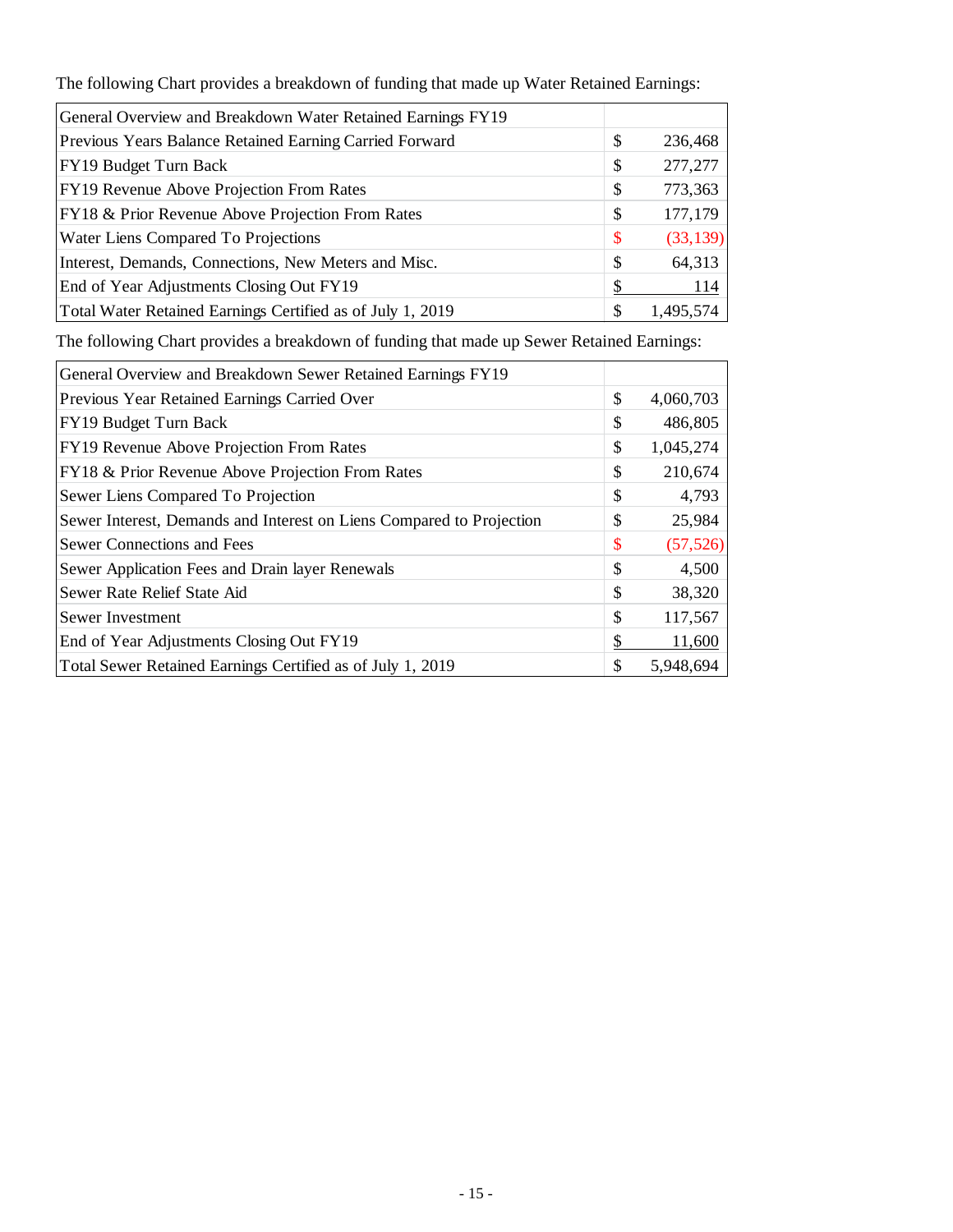The following Chart provides a breakdown of funding that made up Water Retained Earnings:

| General Overview and Breakdown Water Retained Earnings FY19 | |
|---|---|
| Previous Years Balance Retained Earning Carried Forward | $ 236,468 |
| FY19 Budget Turn Back | $ 277,277 |
| FY19 Revenue Above Projection From Rates | $ 773,363 |
| FY18 & Prior Revenue Above Projection From Rates | $ 177,179 |
| Water Liens Compared To Projections | $ (33,139) |
| Interest, Demands, Connections, New Meters and Misc. | $ 64,313 |
| End of Year Adjustments Closing Out FY19 | $ 114 |
| Total Water Retained Earnings Certified as of July 1, 2019 | $ 1,495,574 |

The following Chart provides a breakdown of funding that made up Sewer Retained Earnings:

| General Overview and Breakdown Sewer Retained Earnings FY19 | |
|---|---|
| Previous Year Retained Earnings Carried Over | $ 4,060,703 |
| FY19 Budget Turn Back | $ 486,805 |
| FY19 Revenue Above Projection From Rates | $ 1,045,274 |
| FY18 & Prior Revenue Above Projection From Rates | $ 210,674 |
| Sewer Liens Compared To Projection | $ 4,793 |
| Sewer Interest, Demands and Interest on Liens Compared to Projection | $ 25,984 |
| Sewer Connections and Fees | $ (57,526) |
| Sewer Application Fees and Drain layer Renewals | $ 4,500 |
| Sewer Rate Relief State Aid | $ 38,320 |
| Sewer Investment | $ 117,567 |
| End of Year Adjustments Closing Out FY19 | $ 11,600 |
| Total Sewer Retained Earnings Certified as of July 1, 2019 | $ 5,948,694 |